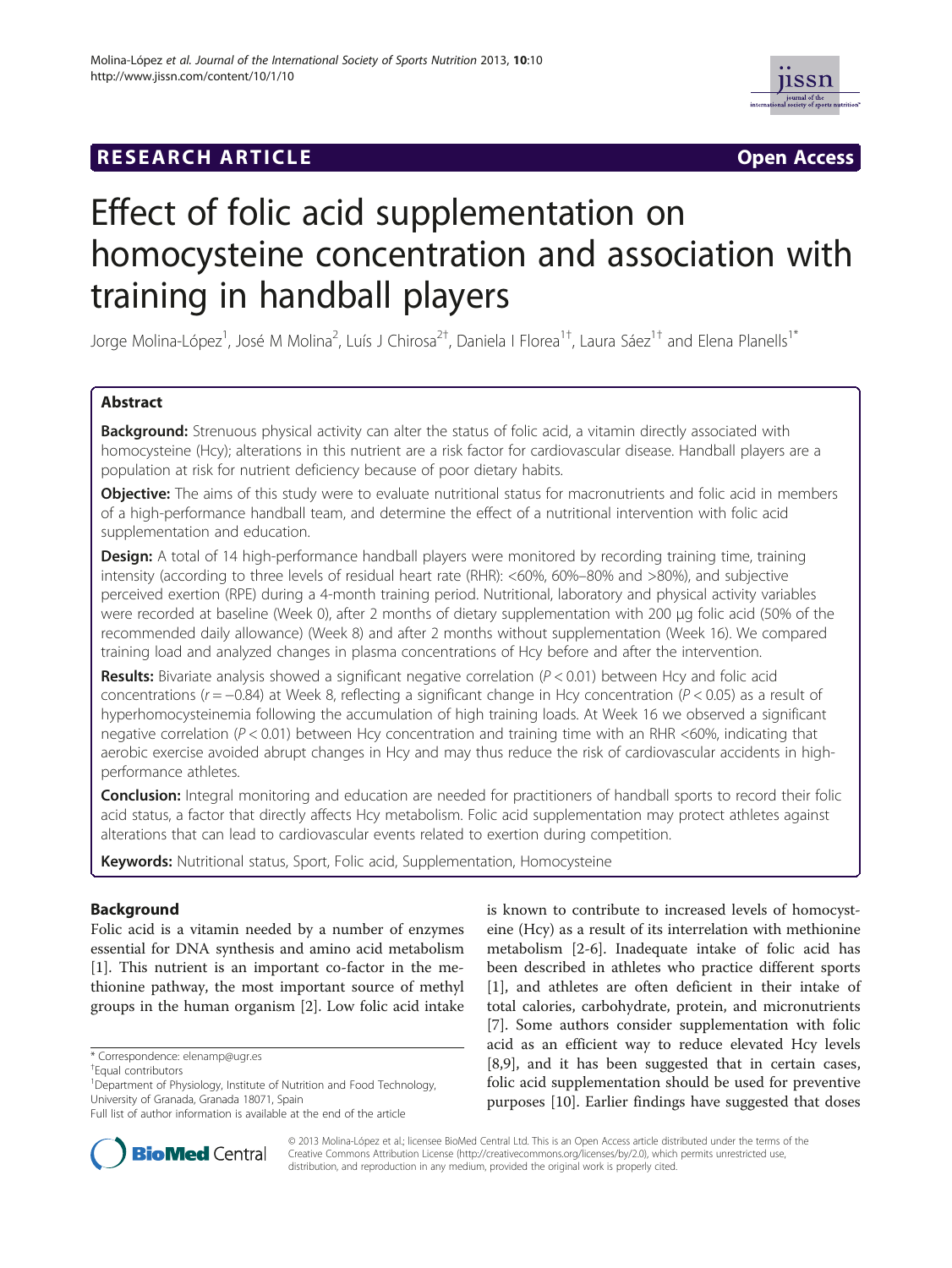RESEARCH ARTICLE Open Access

# Effect of folic acid supplementation on homocysteine concentration and association with training in handball players

Jorge Molina-López[1], José M Molina[2], Luís J Chirosa[2†], Daniela I Florea[1†], Laura Sáez[1†] and Elena Planells[1*]

## Abstract

**Background:** Strenuous physical activity can alter the status of folic acid, a vitamin directly associated with homocysteine (Hcy); alterations in this nutrient are a risk factor for cardiovascular disease. Handball players are a population at risk for nutrient deficiency because of poor dietary habits.

**Objective:** The aims of this study were to evaluate nutritional status for macronutrients and folic acid in members of a high-performance handball team, and determine the effect of a nutritional intervention with folic acid supplementation and education.

**Design:** A total of 14 high-performance handball players were monitored by recording training time, training intensity (according to three levels of residual heart rate (RHR): <60%, 60%–80% and >80%), and subjective perceived exertion (RPE) during a 4-month training period. Nutritional, laboratory and physical activity variables were recorded at baseline (Week 0), after 2 months of dietary supplementation with 200 μg folic acid (50% of the recommended daily allowance) (Week 8) and after 2 months without supplementation (Week 16). We compared training load and analyzed changes in plasma concentrations of Hcy before and after the intervention.

**Results:** Bivariate analysis showed a significant negative correlation ($P < 0.01$) between Hcy and folic acid concentrations ($r = -0.84$) at Week 8, reflecting a significant change in Hcy concentration ($P < 0.05$) as a result of hyperhomocysteinemia following the accumulation of high training loads. At Week 16 we observed a significant negative correlation ($P < 0.01$) between Hcy concentration and training time with an RHR <60%, indicating that aerobic exercise avoided abrupt changes in Hcy and may thus reduce the risk of cardiovascular accidents in high-performance athletes.

**Conclusion:** Integral monitoring and education are needed for practitioners of handball sports to record their folic acid status, a factor that directly affects Hcy metabolism. Folic acid supplementation may protect athletes against alterations that can lead to cardiovascular events related to exertion during competition.

**Keywords:** Nutritional status, Sport, Folic acid, Supplementation, Homocysteine

## Background

Folic acid is a vitamin needed by a number of enzymes essential for DNA synthesis and amino acid metabolism [1]. This nutrient is an important co-factor in the methionine pathway, the most important source of methyl groups in the human organism [2]. Low folic acid intake is known to contribute to increased levels of homocysteine (Hcy) as a result of its interrelation with methionine metabolism [2-6]. Inadequate intake of folic acid has been described in athletes who practice different sports [1], and athletes are often deficient in their intake of total calories, carbohydrate, protein, and micronutrients [7]. Some authors consider supplementation with folic acid as an efficient way to reduce elevated Hcy levels [8,9], and it has been suggested that in certain cases, folic acid supplementation should be used for preventive purposes [10]. Earlier findings have suggested that doses

\* Correspondence: elenamp@ugr.es

†Equal contributors

[1]Department of Physiology, Institute of Nutrition and Food Technology, University of Granada, Granada 18071, Spain

Full list of author information is available at the end of the article

© 2013 Molina-López et al.; licensee BioMed Central Ltd. This is an Open Access article distributed under the terms of the Creative Commons Attribution License (http://creativecommons.org/licenses/by/2.0), which permits unrestricted use, distribution, and reproduction in any medium, provided the original work is properly cited.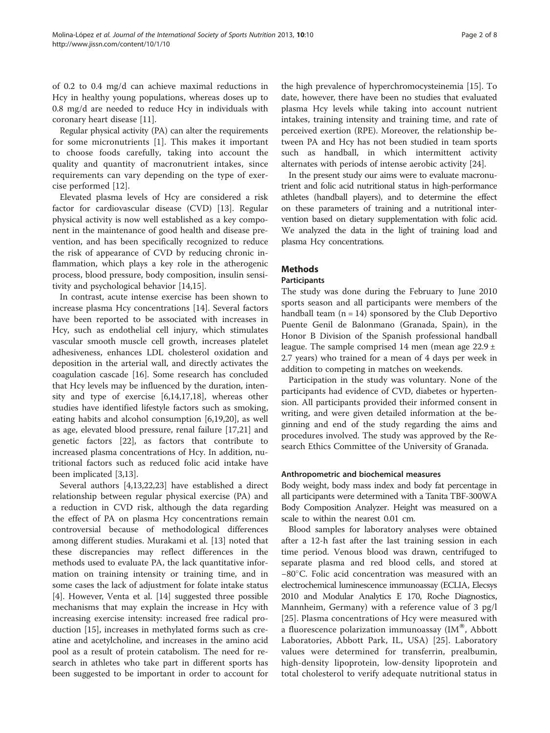of 0.2 to 0.4 mg/d can achieve maximal reductions in Hcy in healthy young populations, whereas doses up to 0.8 mg/d are needed to reduce Hcy in individuals with coronary heart disease [11].

Regular physical activity (PA) can alter the requirements for some micronutrients [1]. This makes it important to choose foods carefully, taking into account the quality and quantity of macronutrient intakes, since requirements can vary depending on the type of exercise performed [12].

Elevated plasma levels of Hcy are considered a risk factor for cardiovascular disease (CVD) [13]. Regular physical activity is now well established as a key component in the maintenance of good health and disease prevention, and has been specifically recognized to reduce the risk of appearance of CVD by reducing chronic inflammation, which plays a key role in the atherogenic process, blood pressure, body composition, insulin sensitivity and psychological behavior [14,15].

In contrast, acute intense exercise has been shown to increase plasma Hcy concentrations [14]. Several factors have been reported to be associated with increases in Hcy, such as endothelial cell injury, which stimulates vascular smooth muscle cell growth, increases platelet adhesiveness, enhances LDL cholesterol oxidation and deposition in the arterial wall, and directly activates the coagulation cascade [16]. Some research has concluded that Hcy levels may be influenced by the duration, intensity and type of exercise [6,14,17,18], whereas other studies have identified lifestyle factors such as smoking, eating habits and alcohol consumption [6,19,20], as well as age, elevated blood pressure, renal failure [17,21] and genetic factors [22], as factors that contribute to increased plasma concentrations of Hcy. In addition, nutritional factors such as reduced folic acid intake have been implicated [3,13].

Several authors [4,13,22,23] have established a direct relationship between regular physical exercise (PA) and a reduction in CVD risk, although the data regarding the effect of PA on plasma Hcy concentrations remain controversial because of methodological differences among different studies. Murakami et al. [13] noted that these discrepancies may reflect differences in the methods used to evaluate PA, the lack quantitative information on training intensity or training time, and in some cases the lack of adjustment for folate intake status [4]. However, Venta et al. [14] suggested three possible mechanisms that may explain the increase in Hcy with increasing exercise intensity: increased free radical production [15], increases in methylated forms such as creatine and acetylcholine, and increases in the amino acid pool as a result of protein catabolism. The need for research in athletes who take part in different sports has been suggested to be important in order to account for the high prevalence of hyperchromocysteinemia [15]. To date, however, there have been no studies that evaluated plasma Hcy levels while taking into account nutrient intakes, training intensity and training time, and rate of perceived exertion (RPE). Moreover, the relationship between PA and Hcy has not been studied in team sports such as handball, in which intermittent activity alternates with periods of intense aerobic activity [24].

In the present study our aims were to evaluate macronutrient and folic acid nutritional status in high-performance athletes (handball players), and to determine the effect on these parameters of training and a nutritional intervention based on dietary supplementation with folic acid. We analyzed the data in the light of training load and plasma Hcy concentrations.

## Methods

### Participants

The study was done during the February to June 2010 sports season and all participants were members of the handball team (n = 14) sponsored by the Club Deportivo Puente Genil de Balonmano (Granada, Spain), in the Honor B Division of the Spanish professional handball league. The sample comprised 14 men (mean age 22.9 ± 2.7 years) who trained for a mean of 4 days per week in addition to competing in matches on weekends.

Participation in the study was voluntary. None of the participants had evidence of CVD, diabetes or hypertension. All participants provided their informed consent in writing, and were given detailed information at the beginning and end of the study regarding the aims and procedures involved. The study was approved by the Research Ethics Committee of the University of Granada.

### Anthropometric and biochemical measures

Body weight, body mass index and body fat percentage in all participants were determined with a Tanita TBF-300WA Body Composition Analyzer. Height was measured on a scale to within the nearest 0.01 cm.

Blood samples for laboratory analyses were obtained after a 12-h fast after the last training session in each time period. Venous blood was drawn, centrifuged to separate plasma and red blood cells, and stored at −80°C. Folic acid concentration was measured with an electrochemical luminescence immunoassay (ECLIA, Elecsys 2010 and Modular Analytics E 170, Roche Diagnostics, Mannheim, Germany) with a reference value of 3 pg/l [25]. Plasma concentrations of Hcy were measured with a fluorescence polarization immunoassay (IM®, Abbott Laboratories, Abbott Park, IL, USA) [25]. Laboratory values were determined for transferrin, prealbumin, high-density lipoprotein, low-density lipoprotein and total cholesterol to verify adequate nutritional status in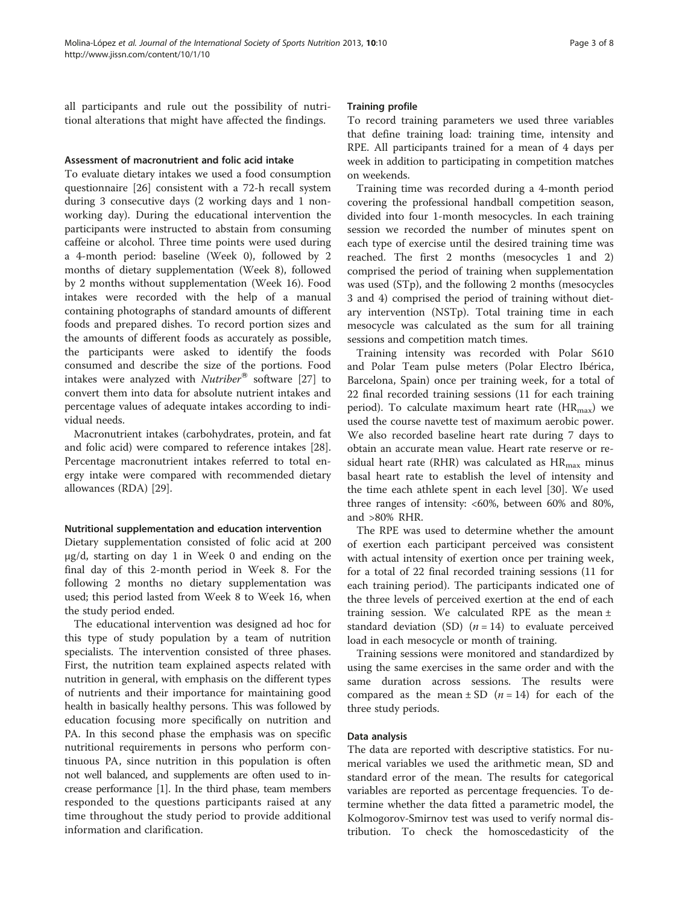all participants and rule out the possibility of nutritional alterations that might have affected the findings.

### Assessment of macronutrient and folic acid intake

To evaluate dietary intakes we used a food consumption questionnaire [26] consistent with a 72-h recall system during 3 consecutive days (2 working days and 1 non-working day). During the educational intervention the participants were instructed to abstain from consuming caffeine or alcohol. Three time points were used during a 4-month period: baseline (Week 0), followed by 2 months of dietary supplementation (Week 8), followed by 2 months without supplementation (Week 16). Food intakes were recorded with the help of a manual containing photographs of standard amounts of different foods and prepared dishes. To record portion sizes and the amounts of different foods as accurately as possible, the participants were asked to identify the foods consumed and describe the size of the portions. Food intakes were analyzed with *Nutriber*® software [27] to convert them into data for absolute nutrient intakes and percentage values of adequate intakes according to individual needs.

Macronutrient intakes (carbohydrates, protein, and fat and folic acid) were compared to reference intakes [28]. Percentage macronutrient intakes referred to total energy intake were compared with recommended dietary allowances (RDA) [29].

### Nutritional supplementation and education intervention

Dietary supplementation consisted of folic acid at 200 μg/d, starting on day 1 in Week 0 and ending on the final day of this 2-month period in Week 8. For the following 2 months no dietary supplementation was used; this period lasted from Week 8 to Week 16, when the study period ended.

The educational intervention was designed ad hoc for this type of study population by a team of nutrition specialists. The intervention consisted of three phases. First, the nutrition team explained aspects related with nutrition in general, with emphasis on the different types of nutrients and their importance for maintaining good health in basically healthy persons. This was followed by education focusing more specifically on nutrition and PA. In this second phase the emphasis was on specific nutritional requirements in persons who perform continuous PA, since nutrition in this population is often not well balanced, and supplements are often used to increase performance [1]. In the third phase, team members responded to the questions participants raised at any time throughout the study period to provide additional information and clarification.

### Training profile

To record training parameters we used three variables that define training load: training time, intensity and RPE. All participants trained for a mean of 4 days per week in addition to participating in competition matches on weekends.

Training time was recorded during a 4-month period covering the professional handball competition season, divided into four 1-month mesocycles. In each training session we recorded the number of minutes spent on each type of exercise until the desired training time was reached. The first 2 months (mesocycles 1 and 2) comprised the period of training when supplementation was used (STp), and the following 2 months (mesocycles 3 and 4) comprised the period of training without dietary intervention (NSTp). Total training time in each mesocycle was calculated as the sum for all training sessions and competition match times.

Training intensity was recorded with Polar S610 and Polar Team pulse meters (Polar Electro Ibérica, Barcelona, Spain) once per training week, for a total of 22 final recorded training sessions (11 for each training period). To calculate maximum heart rate ($HR_{max}$) we used the course navette test of maximum aerobic power. We also recorded baseline heart rate during 7 days to obtain an accurate mean value. Heart rate reserve or residual heart rate (RHR) was calculated as $HR_{max}$ minus basal heart rate to establish the level of intensity and the time each athlete spent in each level [30]. We used three ranges of intensity: <60%, between 60% and 80%, and >80% RHR.

The RPE was used to determine whether the amount of exertion each participant perceived was consistent with actual intensity of exertion once per training week, for a total of 22 final recorded training sessions (11 for each training period). The participants indicated one of the three levels of perceived exertion at the end of each training session. We calculated RPE as the mean ± standard deviation (SD) ($n = 14$) to evaluate perceived load in each mesocycle or month of training.

Training sessions were monitored and standardized by using the same exercises in the same order and with the same duration across sessions. The results were compared as the mean ± SD ($n = 14$) for each of the three study periods.

### Data analysis

The data are reported with descriptive statistics. For numerical variables we used the arithmetic mean, SD and standard error of the mean. The results for categorical variables are reported as percentage frequencies. To determine whether the data fitted a parametric model, the Kolmogorov-Smirnov test was used to verify normal distribution. To check the homoscedasticity of the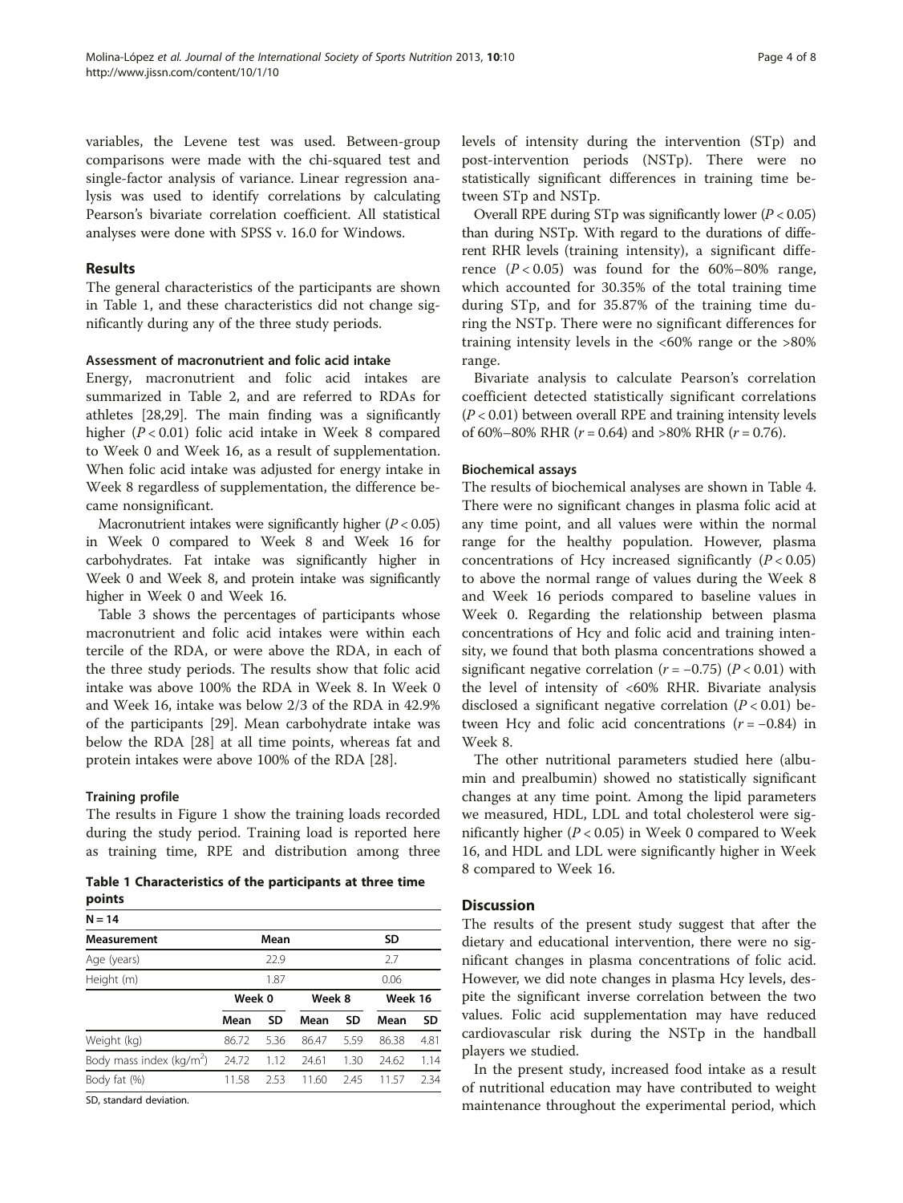variables, the Levene test was used. Between-group comparisons were made with the chi-squared test and single-factor analysis of variance. Linear regression analysis was used to identify correlations by calculating Pearson's bivariate correlation coefficient. All statistical analyses were done with SPSS v. 16.0 for Windows.

## Results

The general characteristics of the participants are shown in Table 1, and these characteristics did not change significantly during any of the three study periods.

### Assessment of macronutrient and folic acid intake

Energy, macronutrient and folic acid intakes are summarized in Table 2, and are referred to RDAs for athletes [28,29]. The main finding was a significantly higher ($P < 0.01$) folic acid intake in Week 8 compared to Week 0 and Week 16, as a result of supplementation. When folic acid intake was adjusted for energy intake in Week 8 regardless of supplementation, the difference became nonsignificant.

Macronutrient intakes were significantly higher ($P < 0.05$) in Week 0 compared to Week 8 and Week 16 for carbohydrates. Fat intake was significantly higher in Week 0 and Week 8, and protein intake was significantly higher in Week 0 and Week 16.

Table 3 shows the percentages of participants whose macronutrient and folic acid intakes were within each tercile of the RDA, or were above the RDA, in each of the three study periods. The results show that folic acid intake was above 100% the RDA in Week 8. In Week 0 and Week 16, intake was below 2/3 of the RDA in 42.9% of the participants [29]. Mean carbohydrate intake was below the RDA [28] at all time points, whereas fat and protein intakes were above 100% of the RDA [28].

### Training profile

The results in Figure 1 show the training loads recorded during the study period. Training load is reported here as training time, RPE and distribution among three levels of intensity during the intervention (STp) and post-intervention periods (NSTp). There were no statistically significant differences in training time between STp and NSTp.

Overall RPE during STp was significantly lower ($P < 0.05$) than during NSTp. With regard to the durations of different RHR levels (training intensity), a significant difference ($P < 0.05$) was found for the 60%–80% range, which accounted for 30.35% of the total training time during STp, and for 35.87% of the training time during the NSTp. There were no significant differences for training intensity levels in the <60% range or the >80% range.

Bivariate analysis to calculate Pearson's correlation coefficient detected statistically significant correlations ($P < 0.01$) between overall RPE and training intensity levels of 60%–80% RHR ($r = 0.64$) and >80% RHR ($r = 0.76$).

**Table 1 Characteristics of the participants at three time points**

| N = 14 | | | | | | |
|---|---|---|---|---|---|---|
| **Measurement** | **Mean** | | | | **SD** | |
| Age (years) | 22.9 | | | | 2.7 | |
| Height (m) | 1.87 | | | | 0.06 | |
| | **Week 0** | | **Week 8** | | **Week 16** | |
| | **Mean** | **SD** | **Mean** | **SD** | **Mean** | **SD** |
| Weight (kg) | 86.72 | 5.36 | 86.47 | 5.59 | 86.38 | 4.81 |
| Body mass index (kg/m$^2$) | 24.72 | 1.12 | 24.61 | 1.30 | 24.62 | 1.14 |
| Body fat (%) | 11.58 | 2.53 | 11.60 | 2.45 | 11.57 | 2.34 |

SD, standard deviation.

### Biochemical assays

The results of biochemical analyses are shown in Table 4. There were no significant changes in plasma folic acid at any time point, and all values were within the normal range for the healthy population. However, plasma concentrations of Hcy increased significantly ($P < 0.05$) to above the normal range of values during the Week 8 and Week 16 periods compared to baseline values in Week 0. Regarding the relationship between plasma concentrations of Hcy and folic acid and training intensity, we found that both plasma concentrations showed a significant negative correlation ($r = -0.75$) ($P < 0.01$) with the level of intensity of <60% RHR. Bivariate analysis disclosed a significant negative correlation ($P < 0.01$) between Hcy and folic acid concentrations ($r = -0.84$) in Week 8.

The other nutritional parameters studied here (albumin and prealbumin) showed no statistically significant changes at any time point. Among the lipid parameters we measured, HDL, LDL and total cholesterol were significantly higher ($P < 0.05$) in Week 0 compared to Week 16, and HDL and LDL were significantly higher in Week 8 compared to Week 16.

## Discussion

The results of the present study suggest that after the dietary and educational intervention, there were no significant changes in plasma concentrations of folic acid. However, we did note changes in plasma Hcy levels, despite the significant inverse correlation between the two values. Folic acid supplementation may have reduced cardiovascular risk during the NSTp in the handball players we studied.

In the present study, increased food intake as a result of nutritional education may have contributed to weight maintenance throughout the experimental period, which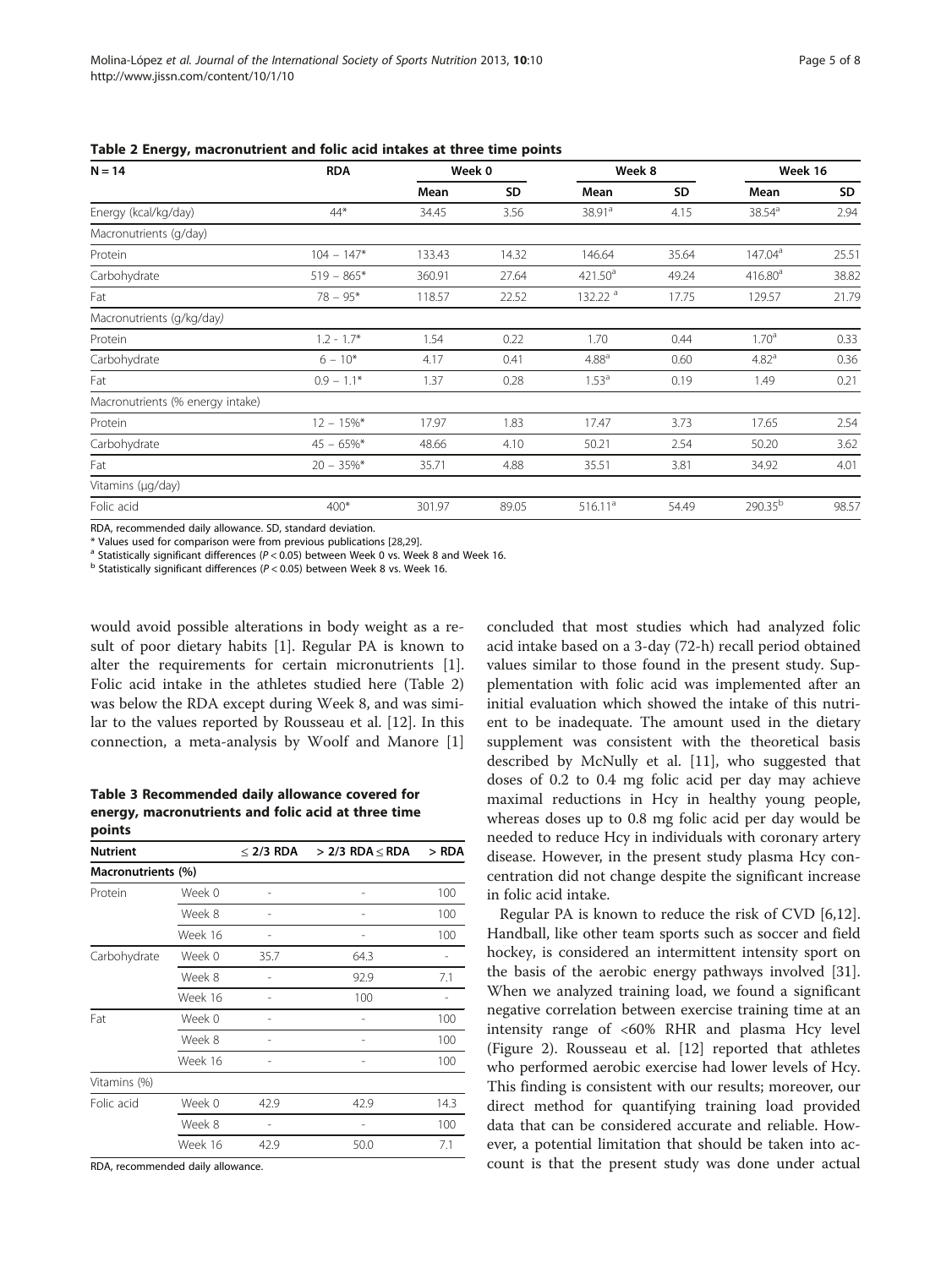**Table 2 Energy, macronutrient and folic acid intakes at three time points**

| N = 14 | RDA | Week 0 | | Week 8 | | Week 16 | |
|---|---|---|---|---|---|---|---|
| | | Mean | SD | Mean | SD | Mean | SD |
| Energy (kcal/kg/day) | 44* | 34.45 | 3.56 | 38.91[a] | 4.15 | 38.54[a] | 2.94 |
| Macronutrients (g/day) | | | | | | | |
| Protein | 104 – 147* | 133.43 | 14.32 | 146.64 | 35.64 | 147.04[a] | 25.51 |
| Carbohydrate | 519 – 865* | 360.91 | 27.64 | 421.50[a] | 49.24 | 416.80[a] | 38.82 |
| Fat | 78 – 95* | 118.57 | 22.52 | 132.22 [a] | 17.75 | 129.57 | 21.79 |
| Macronutrients (g/kg/day) | | | | | | | |
| Protein | 1.2 - 1.7* | 1.54 | 0.22 | 1.70 | 0.44 | 1.70[a] | 0.33 |
| Carbohydrate | 6 – 10* | 4.17 | 0.41 | 4.88[a] | 0.60 | 4.82[a] | 0.36 |
| Fat | 0.9 – 1.1* | 1.37 | 0.28 | 1.53[a] | 0.19 | 1.49 | 0.21 |
| Macronutrients (% energy intake) | | | | | | | |
| Protein | 12 – 15%* | 17.97 | 1.83 | 17.47 | 3.73 | 17.65 | 2.54 |
| Carbohydrate | 45 – 65%* | 48.66 | 4.10 | 50.21 | 2.54 | 50.20 | 3.62 |
| Fat | 20 – 35%* | 35.71 | 4.88 | 35.51 | 3.81 | 34.92 | 4.01 |
| Vitamins (μg/day) | | | | | | | |
| Folic acid | 400* | 301.97 | 89.05 | 516.11[a] | 54.49 | 290.35[b] | 98.57 |

RDA, recommended daily allowance. SD, standard deviation.
\* Values used for comparison were from previous publications [28,29].
[a] Statistically significant differences ($P < 0.05$) between Week 0 vs. Week 8 and Week 16.
[b] Statistically significant differences ($P < 0.05$) between Week 8 vs. Week 16.

would avoid possible alterations in body weight as a result of poor dietary habits [1]. Regular PA is known to alter the requirements for certain micronutrients [1]. Folic acid intake in the athletes studied here (Table 2) was below the RDA except during Week 8, and was similar to the values reported by Rousseau et al. [12]. In this connection, a meta-analysis by Woolf and Manore [1] concluded that most studies which had analyzed folic acid intake based on a 3-day (72-h) recall period obtained values similar to those found in the present study. Supplementation with folic acid was implemented after an initial evaluation which showed the intake of this nutrient to be inadequate. The amount used in the dietary supplement was consistent with the theoretical basis described by McNully et al. [11], who suggested that doses of 0.2 to 0.4 mg folic acid per day may achieve maximal reductions in Hcy in healthy young people, whereas doses up to 0.8 mg folic acid per day would be needed to reduce Hcy in individuals with coronary artery disease. However, in the present study plasma Hcy concentration did not change despite the significant increase in folic acid intake.

**Table 3 Recommended daily allowance covered for energy, macronutrients and folic acid at three time points**

| Nutrient | | ≤ 2/3 RDA | > 2/3 RDA ≤ RDA | > RDA |
|---|---|---|---|---|
| Macronutrients (%) | | | | |
| Protein | Week 0 | - | - | 100 |
| | Week 8 | - | - | 100 |
| | Week 16 | - | - | 100 |
| Carbohydrate | Week 0 | 35.7 | 64.3 | - |
| | Week 8 | - | 92.9 | 7.1 |
| | Week 16 | - | 100 | - |
| Fat | Week 0 | - | - | 100 |
| | Week 8 | - | - | 100 |
| | Week 16 | - | - | 100 |
| Vitamins (%) | | | | |
| Folic acid | Week 0 | 42.9 | 42.9 | 14.3 |
| | Week 8 | - | - | 100 |
| | Week 16 | 42.9 | 50.0 | 7.1 |

RDA, recommended daily allowance.

Regular PA is known to reduce the risk of CVD [6,12]. Handball, like other team sports such as soccer and field hockey, is considered an intermittent intensity sport on the basis of the aerobic energy pathways involved [31]. When we analyzed training load, we found a significant negative correlation between exercise training time at an intensity range of <60% RHR and plasma Hcy level (Figure 2). Rousseau et al. [12] reported that athletes who performed aerobic exercise had lower levels of Hcy. This finding is consistent with our results; moreover, our direct method for quantifying training load provided data that can be considered accurate and reliable. However, a potential limitation that should be taken into account is that the present study was done under actual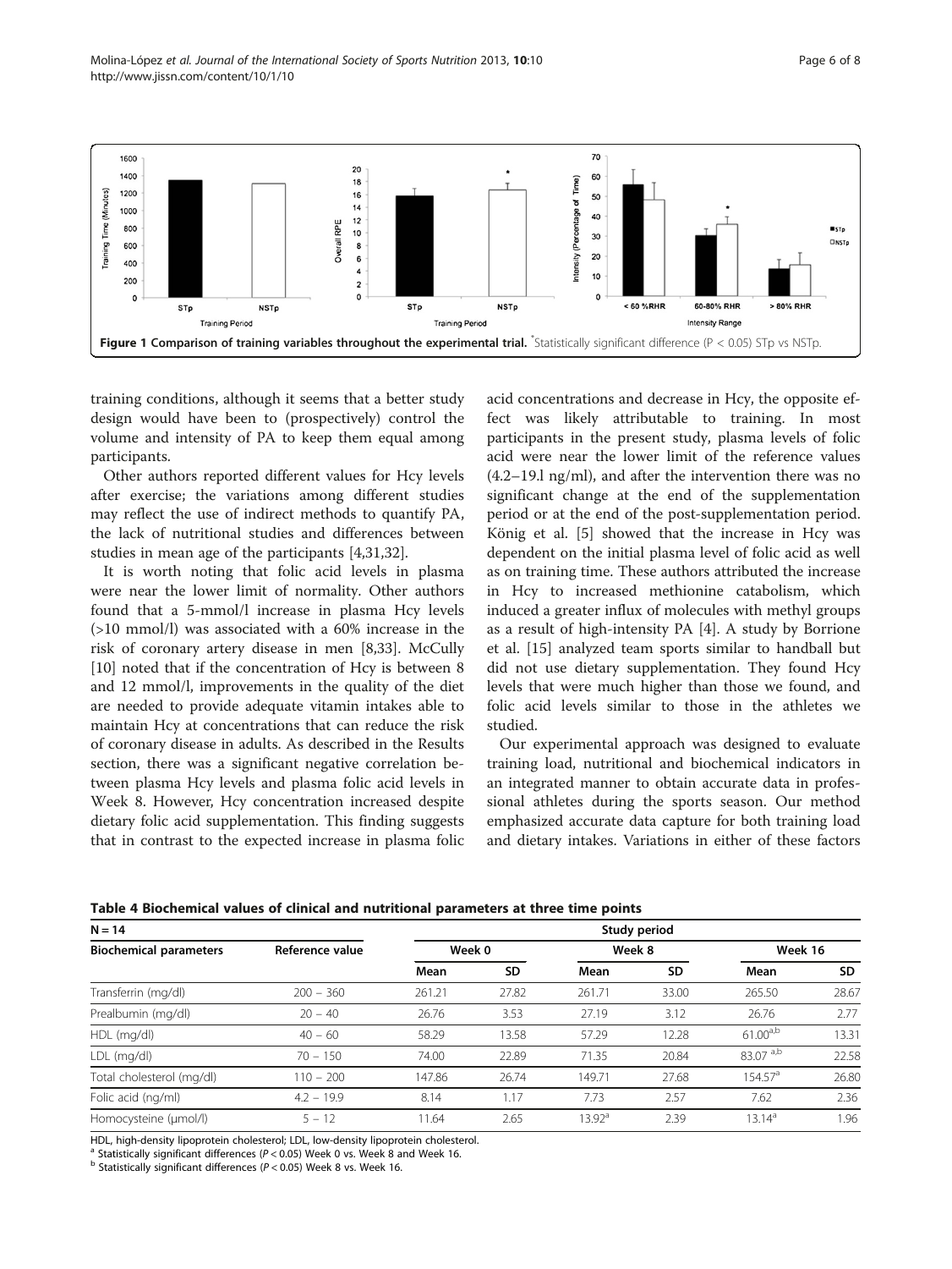Figure 1 Comparison of training variables throughout the experimental trial. *Statistically significant difference ($P < 0.05$) STp vs NSTp.

training conditions, although it seems that a better study design would have been to (prospectively) control the volume and intensity of PA to keep them equal among participants.

Other authors reported different values for Hcy levels after exercise; the variations among different studies may reflect the use of indirect methods to quantify PA, the lack of nutritional studies and differences between studies in mean age of the participants [4,31,32].

It is worth noting that folic acid levels in plasma were near the lower limit of normality. Other authors found that a 5-mmol/l increase in plasma Hcy levels (>10 mmol/l) was associated with a 60% increase in the risk of coronary artery disease in men [8,33]. McCully [10] noted that if the concentration of Hcy is between 8 and 12 mmol/l, improvements in the quality of the diet are needed to provide adequate vitamin intakes able to maintain Hcy at concentrations that can reduce the risk of coronary disease in adults. As described in the Results section, there was a significant negative correlation between plasma Hcy levels and plasma folic acid levels in Week 8. However, Hcy concentration increased despite dietary folic acid supplementation. This finding suggests that in contrast to the expected increase in plasma folic acid concentrations and decrease in Hcy, the opposite effect was likely attributable to training. In most participants in the present study, plasma levels of folic acid were near the lower limit of the reference values (4.2–19.l ng/ml), and after the intervention there was no significant change at the end of the supplementation period or at the end of the post-supplementation period. König et al. [5] showed that the increase in Hcy was dependent on the initial plasma level of folic acid as well as on training time. These authors attributed the increase in Hcy to increased methionine catabolism, which induced a greater influx of molecules with methyl groups as a result of high-intensity PA [4]. A study by Borrione et al. [15] analyzed team sports similar to handball but did not use dietary supplementation. They found Hcy levels that were much higher than those we found, and folic acid levels similar to those in the athletes we studied.

Our experimental approach was designed to evaluate training load, nutritional and biochemical indicators in an integrated manner to obtain accurate data in professional athletes during the sports season. Our method emphasized accurate data capture for both training load and dietary intakes. Variations in either of these factors

**Table 4 Biochemical values of clinical and nutritional parameters at three time points**

| N = 14 | | Study period | | | | | |
|---|---|---|---|---|---|---|---|
| Biochemical parameters | Reference value | Week 0 | | Week 8 | | Week 16 | |
| | | Mean | SD | Mean | SD | Mean | SD |
| Transferrin (mg/dl) | 200 – 360 | 261.21 | 27.82 | 261.71 | 33.00 | 265.50 | 28.67 |
| Prealbumin (mg/dl) | 20 – 40 | 26.76 | 3.53 | 27.19 | 3.12 | 26.76 | 2.77 |
| HDL (mg/dl) | 40 – 60 | 58.29 | 13.58 | 57.29 | 12.28 | 61.00[a,b] | 13.31 |
| LDL (mg/dl) | 70 – 150 | 74.00 | 22.89 | 71.35 | 20.84 | 83.07 [a,b] | 22.58 |
| Total cholesterol (mg/dl) | 110 – 200 | 147.86 | 26.74 | 149.71 | 27.68 | 154.57[a] | 26.80 |
| Folic acid (ng/ml) | 4.2 – 19.9 | 8.14 | 1.17 | 7.73 | 2.57 | 7.62 | 2.36 |
| Homocysteine (μmol/l) | 5 – 12 | 11.64 | 2.65 | 13.92[a] | 2.39 | 13.14[a] | 1.96 |

HDL, high-density lipoprotein cholesterol; LDL, low-density lipoprotein cholesterol.
[a] Statistically significant differences ($P < 0.05$) Week 0 vs. Week 8 and Week 16.
[b] Statistically significant differences ($P < 0.05$) Week 8 vs. Week 16.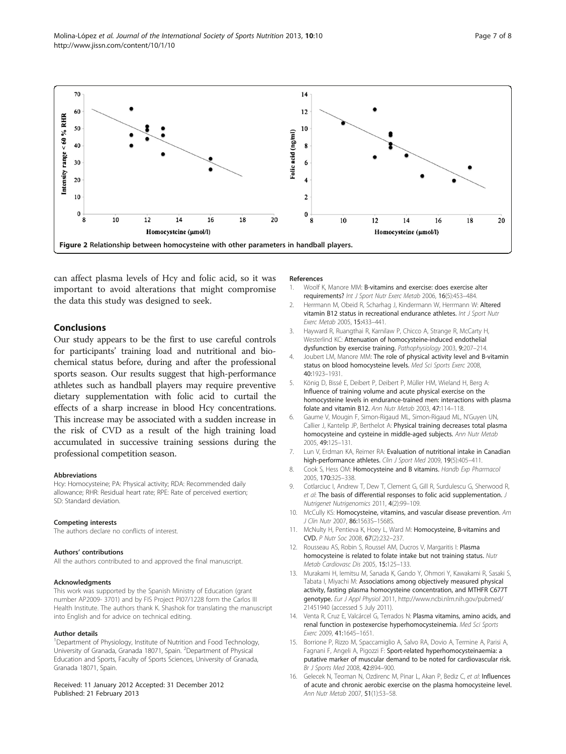Figure 2 Relationship between homocysteine with other parameters in handball players.

can affect plasma levels of Hcy and folic acid, so it was important to avoid alterations that might compromise the data this study was designed to seek.

## Conclusions

Our study appears to be the first to use careful controls for participants' training load and nutritional and biochemical status before, during and after the professional sports season. Our results suggest that high-performance athletes such as handball players may require preventive dietary supplementation with folic acid to curtail the effects of a sharp increase in blood Hcy concentrations. This increase may be associated with a sudden increase in the risk of CVD as a result of the high training load accumulated in successive training sessions during the professional competition season.

#### Abbreviations

Hcy: Homocysteine; PA: Physical activity; RDA: Recommended daily allowance; RHR: Residual heart rate; RPE: Rate of perceived exertion; SD: Standard deviation.

#### Competing interests

The authors declare no conflicts of interest.

#### Authors' contributions

All the authors contributed to and approved the final manuscript.

#### Acknowledgments

This work was supported by the Spanish Ministry of Education (grant number AP2009- 3701) and by FIS Project PI07/1228 form the Carlos III Health Institute. The authors thank K. Shashok for translating the manuscript into English and for advice on technical editing.

#### Author details

[1]Department of Physiology, Institute of Nutrition and Food Technology, University of Granada, Granada 18071, Spain. [2]Department of Physical Education and Sports, Faculty of Sports Sciences, University of Granada, Granada 18071, Spain.

Received: 11 January 2012 Accepted: 31 December 2012
Published: 21 February 2013

#### References

1. Woolf K, Manore MM: **B-vitamins and exercise: does exercise alter requirements?** *Int J Sport Nutr Exerc Metab* 2006, **16**(5):453–484.
2. Herrmann M, Obeid R, Scharhag J, Kindermann W, Herrmann W: **Altered vitamin B12 status in recreational endurance athletes.** *Int J Sport Nutr Exerc Metab* 2005, **15:**433–441.
3. Hayward R, Ruangthai R, Karnilaw P, Chicco A, Strange R, McCarty H, Westerlind KC: **Attenuation of homocysteine-induced endothelial dysfunction by exercise training.** *Pathophysiology* 2003, **9:**207–214.
4. Joubert LM, Manore MM: **The role of physical activity level and B-vitamin status on blood homocysteine levels.** *Med Sci Sports Exerc* 2008, **40:**1923–1931.
5. König D, Bissé E, Deibert P, Deibert P, Müller HM, Wieland H, Berg A: **Influence of training volume and acute physical exercise on the homocysteine levels in endurance-trained men: interactions with plasma folate and vitamin B12.** *Ann Nutr Metab* 2003, **47:**114–118.
6. Gaume V, Mougin F, Simon-Rigaud ML, Simon-Rigaud ML, N'Guyen UN, Callier J, Kantelip JP, Berthelot A: **Physical training decreases total plasma homocysteine and cysteine in middle-aged subjects.** *Ann Nutr Metab* 2005, **49:**125–131.
7. Lun V, Erdman KA, Reimer RA: **Evaluation of nutritional intake in Canadian high-performance athletes.** *Clin J Sport Med* 2009, **19**(5):405–411.
8. Cook S, Hess OM: **Homocysteine and B vitamins.** *Handb Exp Pharmacol* 2005, **170:**325–338.
9. Cotlarciuc I, Andrew T, Dew T, Clement G, Gill R, Surdulescu G, Sherwood R, *et al*: **The basis of differential responses to folic acid supplementation.** *J Nutrigenet Nutrigenomics* 2011, **4**(2):99–109.
10. McCully KS: **Homocysteine, vitamins, and vascular disease prevention.** *Am J Clin Nutr* 2007, **86:**1563S–1568S.
11. McNulty H, Pentieva K, Hoey L, Ward M: **Homocysteine, B-vitamins and CVD.** *P Nutr Soc* 2008, **67**(2):232–237.
12. Rousseau AS, Robin S, Roussel AM, Ducros V, Margaritis I: **Plasma homocysteine is related to folate intake but not training status.** *Nutr Metab Cardiovasc Dis* 2005, **15:**125–133.
13. Murakami H, Iemitsu M, Sanada K, Gando Y, Ohmori Y, Kawakami R, Sasaki S, Tabata I, Miyachi M: **Associations among objectively measured physical activity, fasting plasma homocysteine concentration, and MTHFR C677T genotype.** *Eur J Appl Physiol* 2011, http://www.ncbi.nlm.nih.gov/pubmed/21451940 (accessed 5 July 2011).
14. Venta R, Cruz E, Valcárcel G, Terrados N: **Plasma vitamins, amino acids, and renal function in postexercise hyperhomocysteinemia.** *Med Sci Sports Exerc* 2009, **41:**1645–1651.
15. Borrione P, Rizzo M, Spaccamiglio A, Salvo RA, Dovio A, Termine A, Parisi A, Fagnani F, Angeli A, Pigozzi F: **Sport-related hyperhomocysteinaemia: a putative marker of muscular demand to be noted for cardiovascular risk.** *Br J Sports Med* 2008, **42:**894–900.
16. Gelecek N, Teoman N, Ozdirenc M, Pinar L, Akan P, Bediz C, *et al*: **Influences of acute and chronic aerobic exercise on the plasma homocysteine level.** *Ann Nutr Metab* 2007, **51**(1):53–58.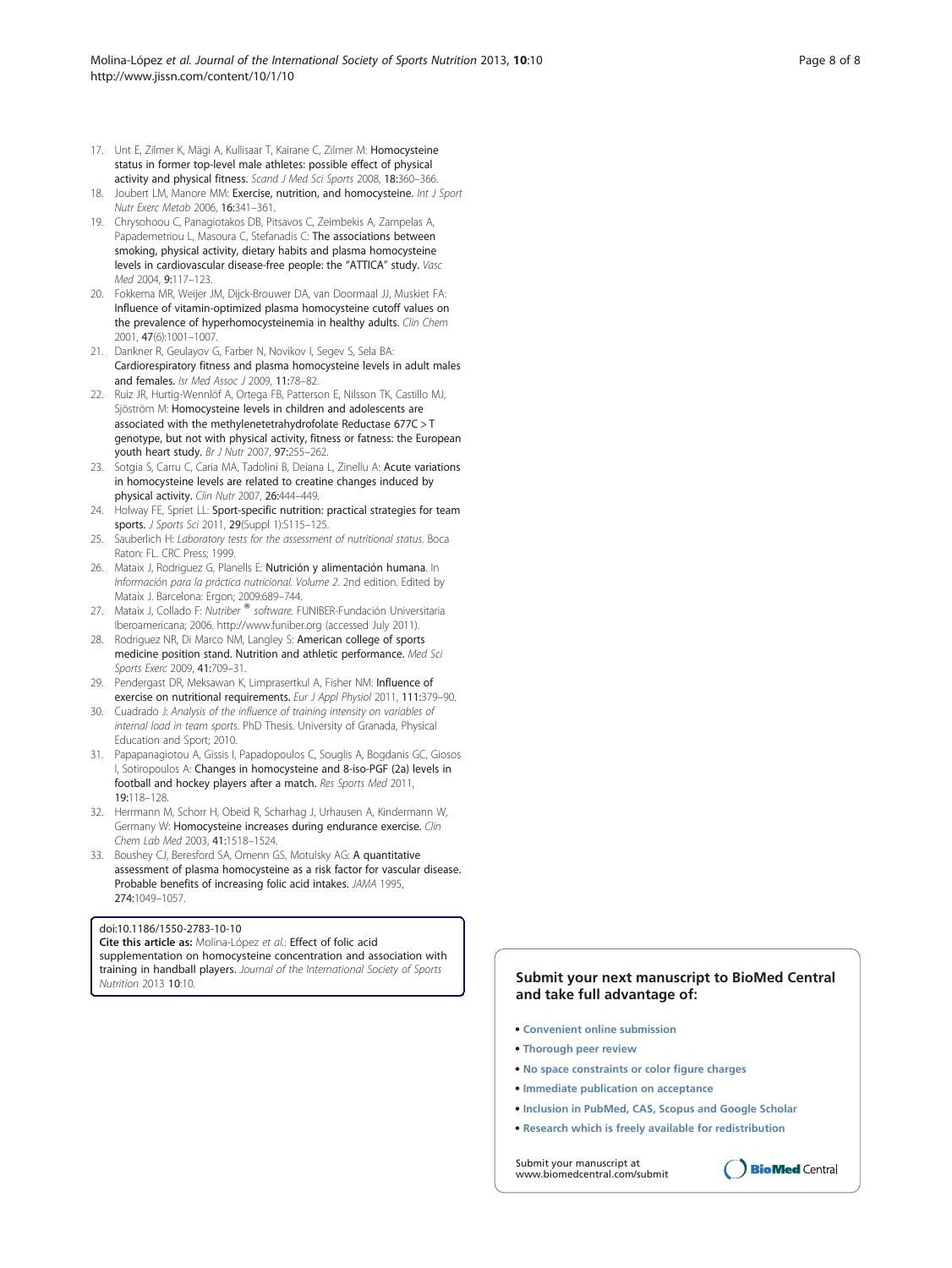17. Unt E, Zilmer K, Mägi A, Kullisaar T, Kairane C, Zilmer M: **Homocysteine status in former top-level male athletes: possible effect of physical activity and physical fitness.** *Scand J Med Sci Sports* 2008, **18**:360–366.
18. Joubert LM, Manore MM: **Exercise, nutrition, and homocysteine.** *Int J Sport Nutr Exerc Metab* 2006, **16**:341–361.
19. Chrysohoou C, Panagiotakos DB, Pitsavos C, Zeimbekis A, Zampelas A, Papademetriou L, Masoura C, Stefanadis C: **The associations between smoking, physical activity, dietary habits and plasma homocysteine levels in cardiovascular disease-free people: the "ATTICA" study.** *Vasc Med* 2004, **9**:117–123.
20. Fokkema MR, Weijer JM, Dijck-Brouwer DA, van Doormaal JJ, Muskiet FA: **Influence of vitamin-optimized plasma homocysteine cutoff values on the prevalence of hyperhomocysteinemia in healthy adults.** *Clin Chem* 2001, **47**(6):1001–1007.
21. Dankner R, Geulayov G, Farber N, Novikov I, Segev S, Sela BA: **Cardiorespiratory fitness and plasma homocysteine levels in adult males and females.** *Isr Med Assoc J* 2009, **11**:78–82.
22. Ruiz JR, Hurtig-Wennlöf A, Ortega FB, Patterson E, Nilsson TK, Castillo MJ, Sjöström M: **Homocysteine levels in children and adolescents are associated with the methylenetetrahydrofolate Reductase 677C > T genotype, but not with physical activity, fitness or fatness: the European youth heart study.** *Br J Nutr* 2007, **97**:255–262.
23. Sotgia S, Carru C, Caria MA, Tadolini B, Deiana L, Zinellu A: **Acute variations in homocysteine levels are related to creatine changes induced by physical activity.** *Clin Nutr* 2007, **26**:444–449.
24. Holway FE, Spriet LL: **Sport-specific nutrition: practical strategies for team sports.** *J Sports Sci* 2011, **29**(Suppl 1):S115–125.
25. Sauberlich H: *Laboratory tests for the assessment of nutritional status.* Boca Raton: FL. CRC Press; 1999.
26. Mataix J, Rodriguez G, Planells E: **Nutrición y alimentación humana.** In *Información para la práctica nutricional. Volume 2.* 2nd edition. Edited by Mataix J. Barcelona: Ergon; 2009:689–744.
27. Mataix J, Collado F: *Nutriber ® software.* FUNIBER-Fundación Universitaria Iberoamericana; 2006. http://www.funiber.org (accessed July 2011).
28. Rodriguez NR, Di Marco NM, Langley S: **American college of sports medicine position stand. Nutrition and athletic performance.** *Med Sci Sports Exerc* 2009, **41**:709–31.
29. Pendergast DR, Meksawan K, Limprasertkul A, Fisher NM: **Influence of exercise on nutritional requirements.** *Eur J Appl Physiol* 2011, **111**:379–90.
30. Cuadrado J: *Analysis of the influence of training intensity on variables of internal load in team sports.* PhD Thesis. University of Granada, Physical Education and Sport; 2010.
31. Papapanagiotou A, Gissis I, Papadopoulos C, Souglis A, Bogdanis GC, Giosos I, Sotiropoulos A: **Changes in homocysteine and 8-iso-PGF (2a) levels in football and hockey players after a match.** *Res Sports Med* 2011, **19**:118–128.
32. Herrmann M, Schorr H, Obeid R, Scharhag J, Urhausen A, Kindermann W, Germany W: **Homocysteine increases during endurance exercise.** *Clin Chem Lab Med* 2003, **41**:1518–1524.
33. Boushey CJ, Beresford SA, Omenn GS, Motulsky AG: **A quantitative assessment of plasma homocysteine as a risk factor for vascular disease. Probable benefits of increasing folic acid intakes.** *JAMA* 1995, **274**:1049–1057.

doi:10.1186/1550-2783-10-10
**Cite this article as:** Molina-López *et al.*: Effect of folic acid supplementation on homocysteine concentration and association with training in handball players. *Journal of the International Society of Sports Nutrition* 2013 **10**:10.

**Submit your next manuscript to BioMed Central and take full advantage of:**

- **Convenient online submission**
- **Thorough peer review**
- **No space constraints or color figure charges**
- **Immediate publication on acceptance**
- **Inclusion in PubMed, CAS, Scopus and Google Scholar**
- **Research which is freely available for redistribution**

Submit your manuscript at
www.biomedcentral.com/submit

BioMed Central